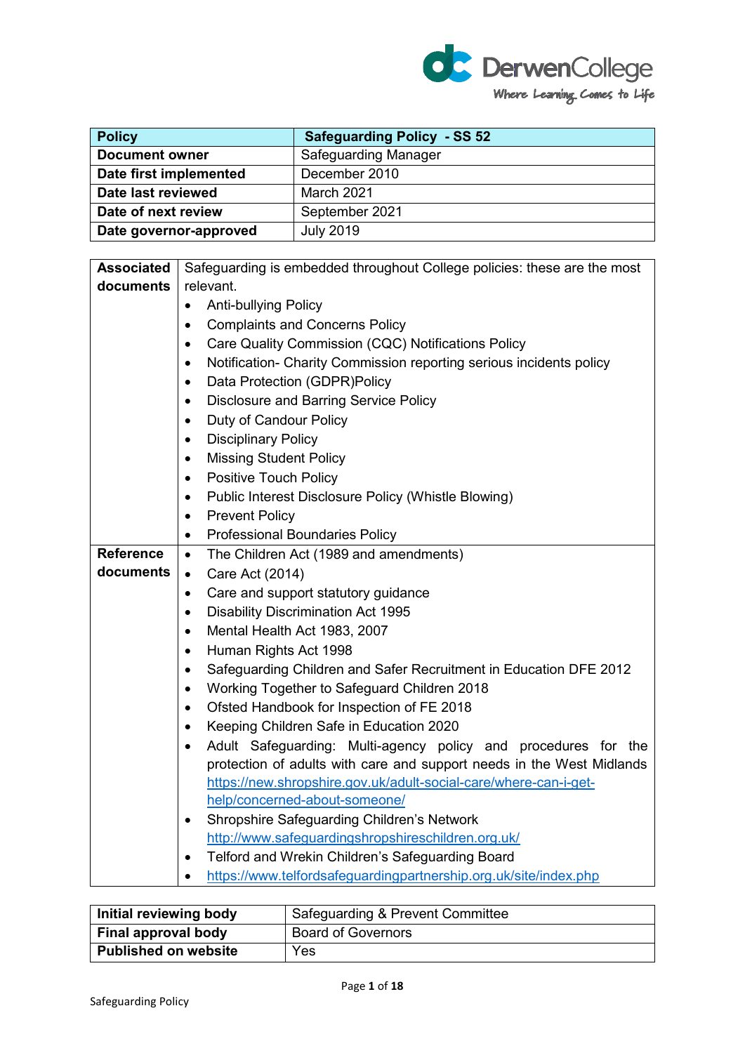DerwenCollege

*Where Learning Comes to Life*

| Policy | Safeguarding Policy - SS 52 |
|---|---|
| Document owner | Safeguarding Manager |
| Date first implemented | December 2010 |
| Date last reviewed | March 2021 |
| Date of next review | September 2021 |
| Date governor-approved | July 2019 |

| | |
|---|---|
| **Associated documents** | Safeguarding is embedded throughout College policies: these are the most relevant.<br>• Anti-bullying Policy<br>• Complaints and Concerns Policy<br>• Care Quality Commission (CQC) Notifications Policy<br>• Notification- Charity Commission reporting serious incidents policy<br>• Data Protection (GDPR)Policy<br>• Disclosure and Barring Service Policy<br>• Duty of Candour Policy<br>• Disciplinary Policy<br>• Missing Student Policy<br>• Positive Touch Policy<br>• Public Interest Disclosure Policy (Whistle Blowing)<br>• Prevent Policy<br>• Professional Boundaries Policy |
| **Reference documents** | • The Children Act (1989 and amendments)<br>• Care Act (2014)<br>• Care and support statutory guidance<br>• Disability Discrimination Act 1995<br>• Mental Health Act 1983, 2007<br>• Human Rights Act 1998<br>• Safeguarding Children and Safer Recruitment in Education DFE 2012<br>• Working Together to Safeguard Children 2018<br>• Ofsted Handbook for Inspection of FE 2018<br>• Keeping Children Safe in Education 2020<br>• Adult Safeguarding: Multi-agency policy and procedures for the protection of adults with care and support needs in the West Midlands https://new.shropshire.gov.uk/adult-social-care/where-can-i-get-help/concerned-about-someone/<br>• Shropshire Safeguarding Children's Network http://www.safeguardingshropshireschildren.org.uk/<br>• Telford and Wrekin Children's Safeguarding Board<br>• https://www.telfordsafeguardingpartnership.org.uk/site/index.php |

| Initial reviewing body | Safeguarding & Prevent Committee |
|---|---|
| Final approval body | Board of Governors |
| Published on website | Yes |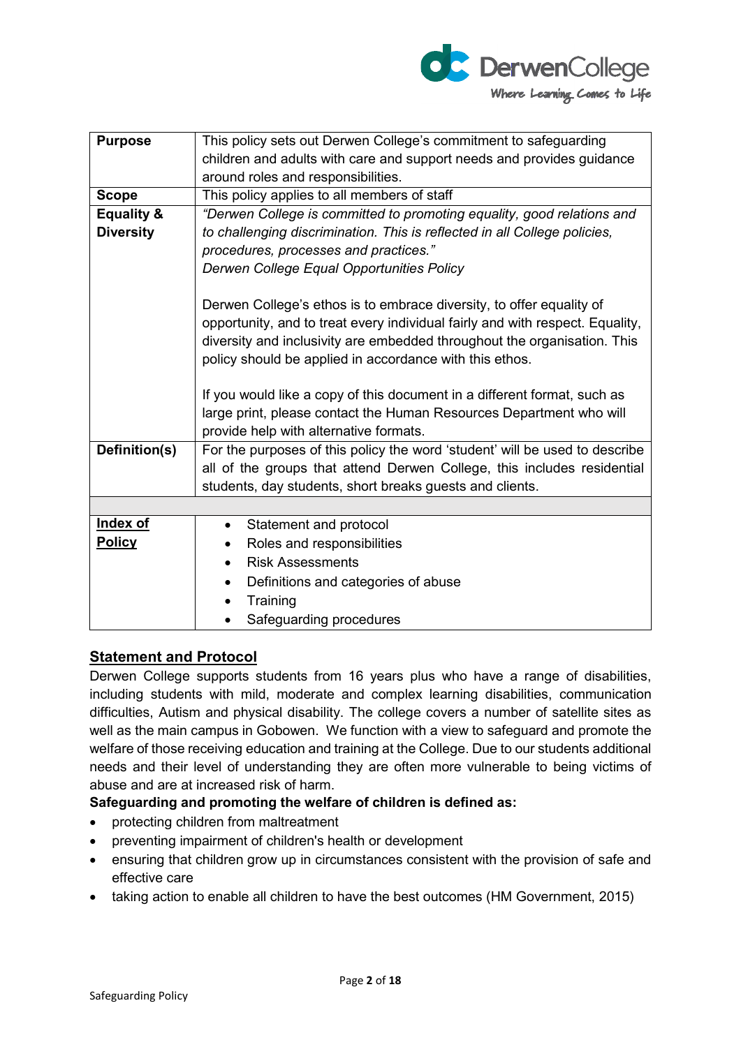| **Purpose** | This policy sets out Derwen College's commitment to safeguarding children and adults with care and support needs and provides guidance around roles and responsibilities. |
|---|---|
| **Scope** | This policy applies to all members of staff |
| **Equality & Diversity** | *"Derwen College is committed to promoting equality, good relations and to challenging discrimination. This is reflected in all College policies, procedures, processes and practices."* *Derwen College Equal Opportunities Policy*<br><br>Derwen College's ethos is to embrace diversity, to offer equality of opportunity, and to treat every individual fairly and with respect. Equality, diversity and inclusivity are embedded throughout the organisation. This policy should be applied in accordance with this ethos.<br><br>If you would like a copy of this document in a different format, such as large print, please contact the Human Resources Department who will provide help with alternative formats. |
| **Definition(s)** | For the purposes of this policy the word 'student' will be used to describe all of the groups that attend Derwen College, this includes residential students, day students, short breaks guests and clients. |
| | |
| **Index of Policy** | • Statement and protocol<br>• Roles and responsibilities<br>• Risk Assessments<br>• Definitions and categories of abuse<br>• Training<br>• Safeguarding procedures |

## Statement and Protocol

Derwen College supports students from 16 years plus who have a range of disabilities, including students with mild, moderate and complex learning disabilities, communication difficulties, Autism and physical disability. The college covers a number of satellite sites as well as the main campus in Gobowen. We function with a view to safeguard and promote the welfare of those receiving education and training at the College. Due to our students additional needs and their level of understanding they are often more vulnerable to being victims of abuse and are at increased risk of harm.

**Safeguarding and promoting the welfare of children is defined as:**

- protecting children from maltreatment
- preventing impairment of children's health or development
- ensuring that children grow up in circumstances consistent with the provision of safe and effective care
- taking action to enable all children to have the best outcomes (HM Government, 2015)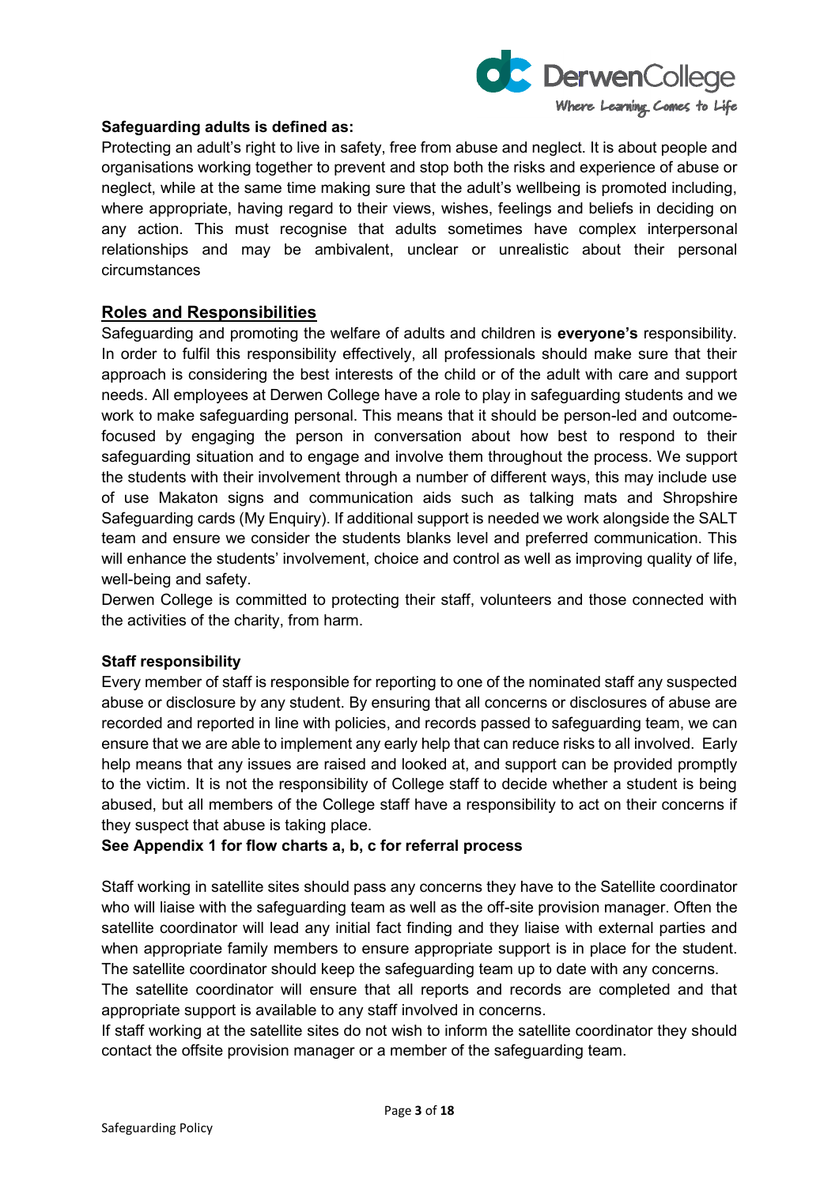**Safeguarding adults is defined as:**

Protecting an adult's right to live in safety, free from abuse and neglect. It is about people and organisations working together to prevent and stop both the risks and experience of abuse or neglect, while at the same time making sure that the adult's wellbeing is promoted including, where appropriate, having regard to their views, wishes, feelings and beliefs in deciding on any action. This must recognise that adults sometimes have complex interpersonal relationships and may be ambivalent, unclear or unrealistic about their personal circumstances

## Roles and Responsibilities

Safeguarding and promoting the welfare of adults and children is **everyone's** responsibility. In order to fulfil this responsibility effectively, all professionals should make sure that their approach is considering the best interests of the child or of the adult with care and support needs. All employees at Derwen College have a role to play in safeguarding students and we work to make safeguarding personal. This means that it should be person-led and outcome-focused by engaging the person in conversation about how best to respond to their safeguarding situation and to engage and involve them throughout the process. We support the students with their involvement through a number of different ways, this may include use of use Makaton signs and communication aids such as talking mats and Shropshire Safeguarding cards (My Enquiry). If additional support is needed we work alongside the SALT team and ensure we consider the students blanks level and preferred communication. This will enhance the students' involvement, choice and control as well as improving quality of life, well-being and safety.

Derwen College is committed to protecting their staff, volunteers and those connected with the activities of the charity, from harm.

**Staff responsibility**

Every member of staff is responsible for reporting to one of the nominated staff any suspected abuse or disclosure by any student. By ensuring that all concerns or disclosures of abuse are recorded and reported in line with policies, and records passed to safeguarding team, we can ensure that we are able to implement any early help that can reduce risks to all involved. Early help means that any issues are raised and looked at, and support can be provided promptly to the victim. It is not the responsibility of College staff to decide whether a student is being abused, but all members of the College staff have a responsibility to act on their concerns if they suspect that abuse is taking place.

**See Appendix 1 for flow charts a, b, c for referral process**

Staff working in satellite sites should pass any concerns they have to the Satellite coordinator who will liaise with the safeguarding team as well as the off-site provision manager. Often the satellite coordinator will lead any initial fact finding and they liaise with external parties and when appropriate family members to ensure appropriate support is in place for the student. The satellite coordinator should keep the safeguarding team up to date with any concerns.

The satellite coordinator will ensure that all reports and records are completed and that appropriate support is available to any staff involved in concerns.

If staff working at the satellite sites do not wish to inform the satellite coordinator they should contact the offsite provision manager or a member of the safeguarding team.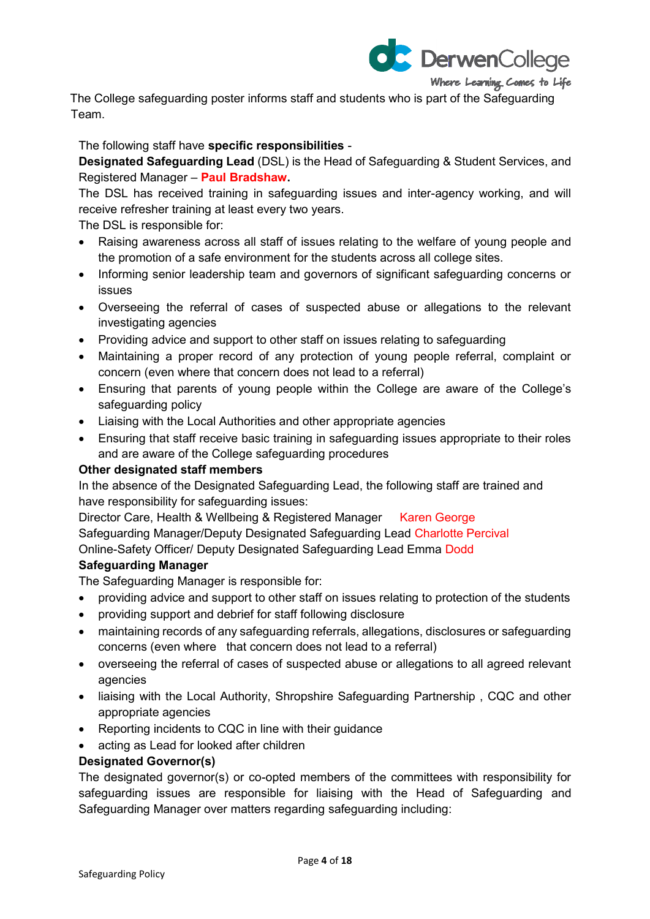The College safeguarding poster informs staff and students who is part of the Safeguarding Team.

The following staff have **specific responsibilities** -

**Designated Safeguarding Lead** (DSL) is the Head of Safeguarding & Student Services, and Registered Manager – **Paul Bradshaw.**

The DSL has received training in safeguarding issues and inter-agency working, and will receive refresher training at least every two years.

The DSL is responsible for:

- Raising awareness across all staff of issues relating to the welfare of young people and the promotion of a safe environment for the students across all college sites.
- Informing senior leadership team and governors of significant safeguarding concerns or issues
- Overseeing the referral of cases of suspected abuse or allegations to the relevant investigating agencies
- Providing advice and support to other staff on issues relating to safeguarding
- Maintaining a proper record of any protection of young people referral, complaint or concern (even where that concern does not lead to a referral)
- Ensuring that parents of young people within the College are aware of the College's safeguarding policy
- Liaising with the Local Authorities and other appropriate agencies
- Ensuring that staff receive basic training in safeguarding issues appropriate to their roles and are aware of the College safeguarding procedures

**Other designated staff members**

In the absence of the Designated Safeguarding Lead, the following staff are trained and have responsibility for safeguarding issues:

Director Care, Health & Wellbeing & Registered Manager Karen George
Safeguarding Manager/Deputy Designated Safeguarding Lead Charlotte Percival
Online-Safety Officer/ Deputy Designated Safeguarding Lead Emma Dodd

**Safeguarding Manager**

The Safeguarding Manager is responsible for:

- providing advice and support to other staff on issues relating to protection of the students
- providing support and debrief for staff following disclosure
- maintaining records of any safeguarding referrals, allegations, disclosures or safeguarding concerns (even where that concern does not lead to a referral)
- overseeing the referral of cases of suspected abuse or allegations to all agreed relevant agencies
- liaising with the Local Authority, Shropshire Safeguarding Partnership , CQC and other appropriate agencies
- Reporting incidents to CQC in line with their guidance
- acting as Lead for looked after children

**Designated Governor(s)**

The designated governor(s) or co-opted members of the committees with responsibility for safeguarding issues are responsible for liaising with the Head of Safeguarding and Safeguarding Manager over matters regarding safeguarding including: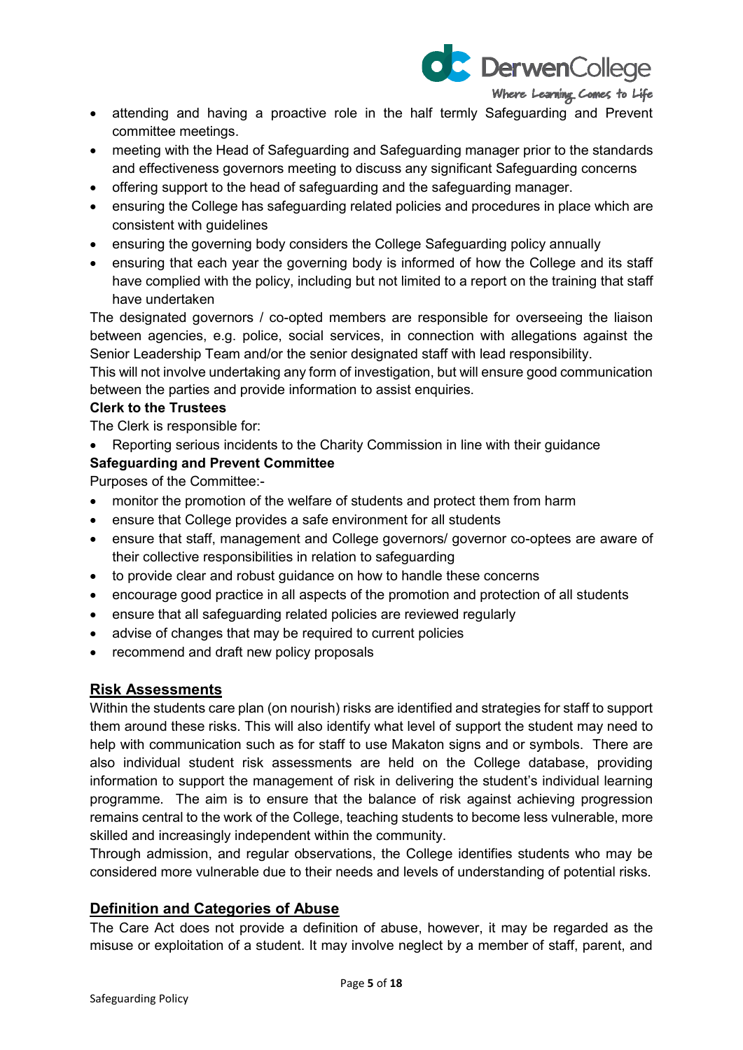- attending and having a proactive role in the half termly Safeguarding and Prevent committee meetings.
- meeting with the Head of Safeguarding and Safeguarding manager prior to the standards and effectiveness governors meeting to discuss any significant Safeguarding concerns
- offering support to the head of safeguarding and the safeguarding manager.
- ensuring the College has safeguarding related policies and procedures in place which are consistent with guidelines
- ensuring the governing body considers the College Safeguarding policy annually
- ensuring that each year the governing body is informed of how the College and its staff have complied with the policy, including but not limited to a report on the training that staff have undertaken

The designated governors / co-opted members are responsible for overseeing the liaison between agencies, e.g. police, social services, in connection with allegations against the Senior Leadership Team and/or the senior designated staff with lead responsibility.

This will not involve undertaking any form of investigation, but will ensure good communication between the parties and provide information to assist enquiries.

**Clerk to the Trustees**

The Clerk is responsible for:

- Reporting serious incidents to the Charity Commission in line with their guidance

**Safeguarding and Prevent Committee**

Purposes of the Committee:-

- monitor the promotion of the welfare of students and protect them from harm
- ensure that College provides a safe environment for all students
- ensure that staff, management and College governors/ governor co-optees are aware of their collective responsibilities in relation to safeguarding
- to provide clear and robust guidance on how to handle these concerns
- encourage good practice in all aspects of the promotion and protection of all students
- ensure that all safeguarding related policies are reviewed regularly
- advise of changes that may be required to current policies
- recommend and draft new policy proposals

## Risk Assessments

Within the students care plan (on nourish) risks are identified and strategies for staff to support them around these risks. This will also identify what level of support the student may need to help with communication such as for staff to use Makaton signs and or symbols. There are also individual student risk assessments are held on the College database, providing information to support the management of risk in delivering the student's individual learning programme. The aim is to ensure that the balance of risk against achieving progression remains central to the work of the College, teaching students to become less vulnerable, more skilled and increasingly independent within the community.

Through admission, and regular observations, the College identifies students who may be considered more vulnerable due to their needs and levels of understanding of potential risks.

## Definition and Categories of Abuse

The Care Act does not provide a definition of abuse, however, it may be regarded as the misuse or exploitation of a student. It may involve neglect by a member of staff, parent, and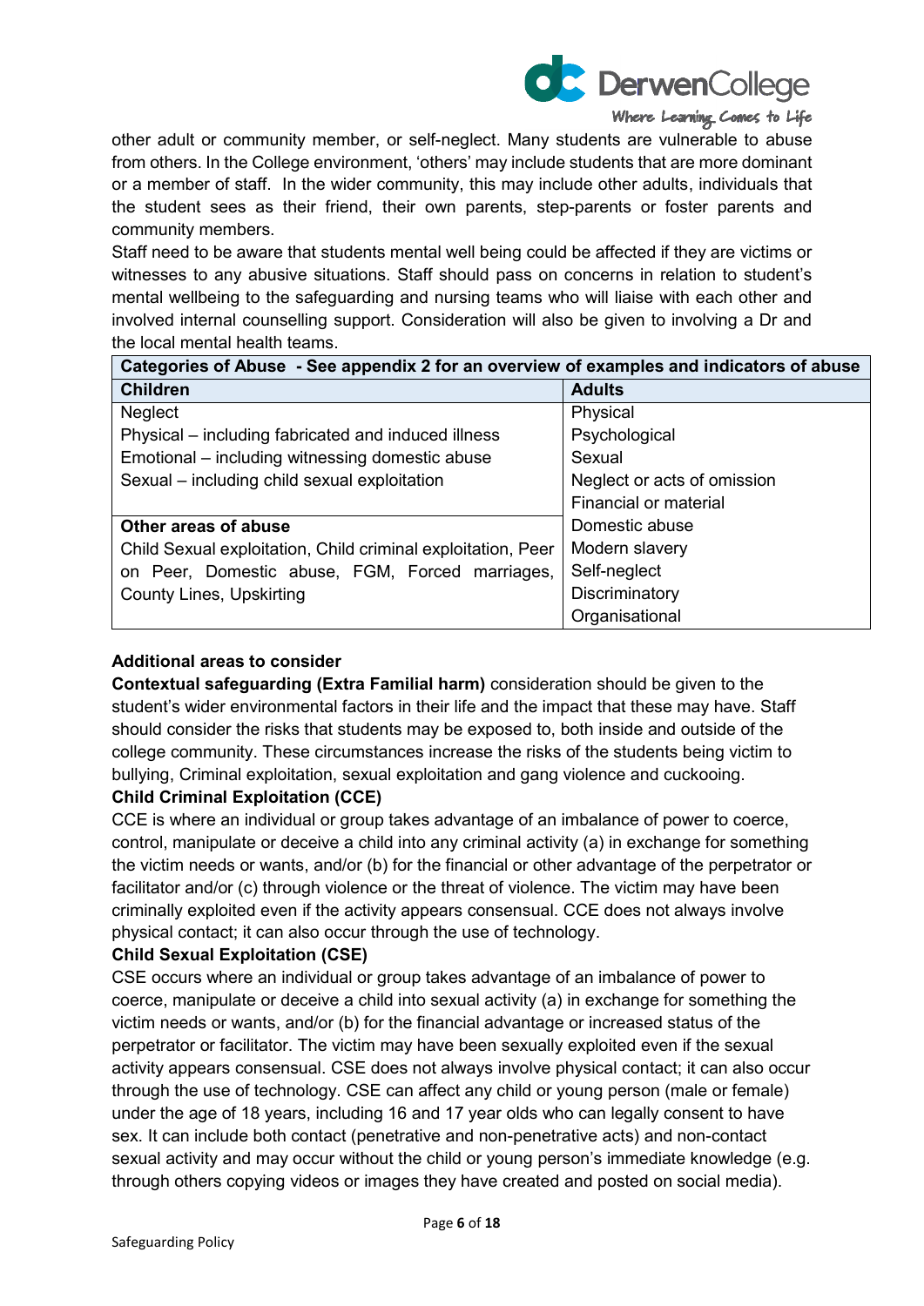other adult or community member, or self-neglect. Many students are vulnerable to abuse from others. In the College environment, 'others' may include students that are more dominant or a member of staff. In the wider community, this may include other adults, individuals that the student sees as their friend, their own parents, step-parents or foster parents and community members.

Staff need to be aware that students mental well being could be affected if they are victims or witnesses to any abusive situations. Staff should pass on concerns in relation to student's mental wellbeing to the safeguarding and nursing teams who will liaise with each other and involved internal counselling support. Consideration will also be given to involving a Dr and the local mental health teams.

| **Categories of Abuse - See appendix 2 for an overview of examples and indicators of abuse** | |
|---|---|
| **Children** | **Adults** |
| Neglect<br>Physical – including fabricated and induced illness<br>Emotional – including witnessing domestic abuse<br>Sexual – including child sexual exploitation | Physical<br>Psychological<br>Sexual<br>Neglect or acts of omission<br>Financial or material |
| **Other areas of abuse**<br>Child Sexual exploitation, Child criminal exploitation, Peer on Peer, Domestic abuse, FGM, Forced marriages, County Lines, Upskirting | Domestic abuse<br>Modern slavery<br>Self-neglect<br>Discriminatory<br>Organisational |

**Additional areas to consider**

**Contextual safeguarding (Extra Familial harm)** consideration should be given to the student's wider environmental factors in their life and the impact that these may have. Staff should consider the risks that students may be exposed to, both inside and outside of the college community. These circumstances increase the risks of the students being victim to bullying, Criminal exploitation, sexual exploitation and gang violence and cuckooing.

**Child Criminal Exploitation (CCE)**

CCE is where an individual or group takes advantage of an imbalance of power to coerce, control, manipulate or deceive a child into any criminal activity (a) in exchange for something the victim needs or wants, and/or (b) for the financial or other advantage of the perpetrator or facilitator and/or (c) through violence or the threat of violence. The victim may have been criminally exploited even if the activity appears consensual. CCE does not always involve physical contact; it can also occur through the use of technology.

**Child Sexual Exploitation (CSE)**

CSE occurs where an individual or group takes advantage of an imbalance of power to coerce, manipulate or deceive a child into sexual activity (a) in exchange for something the victim needs or wants, and/or (b) for the financial advantage or increased status of the perpetrator or facilitator. The victim may have been sexually exploited even if the sexual activity appears consensual. CSE does not always involve physical contact; it can also occur through the use of technology. CSE can affect any child or young person (male or female) under the age of 18 years, including 16 and 17 year olds who can legally consent to have sex. It can include both contact (penetrative and non-penetrative acts) and non-contact sexual activity and may occur without the child or young person's immediate knowledge (e.g. through others copying videos or images they have created and posted on social media).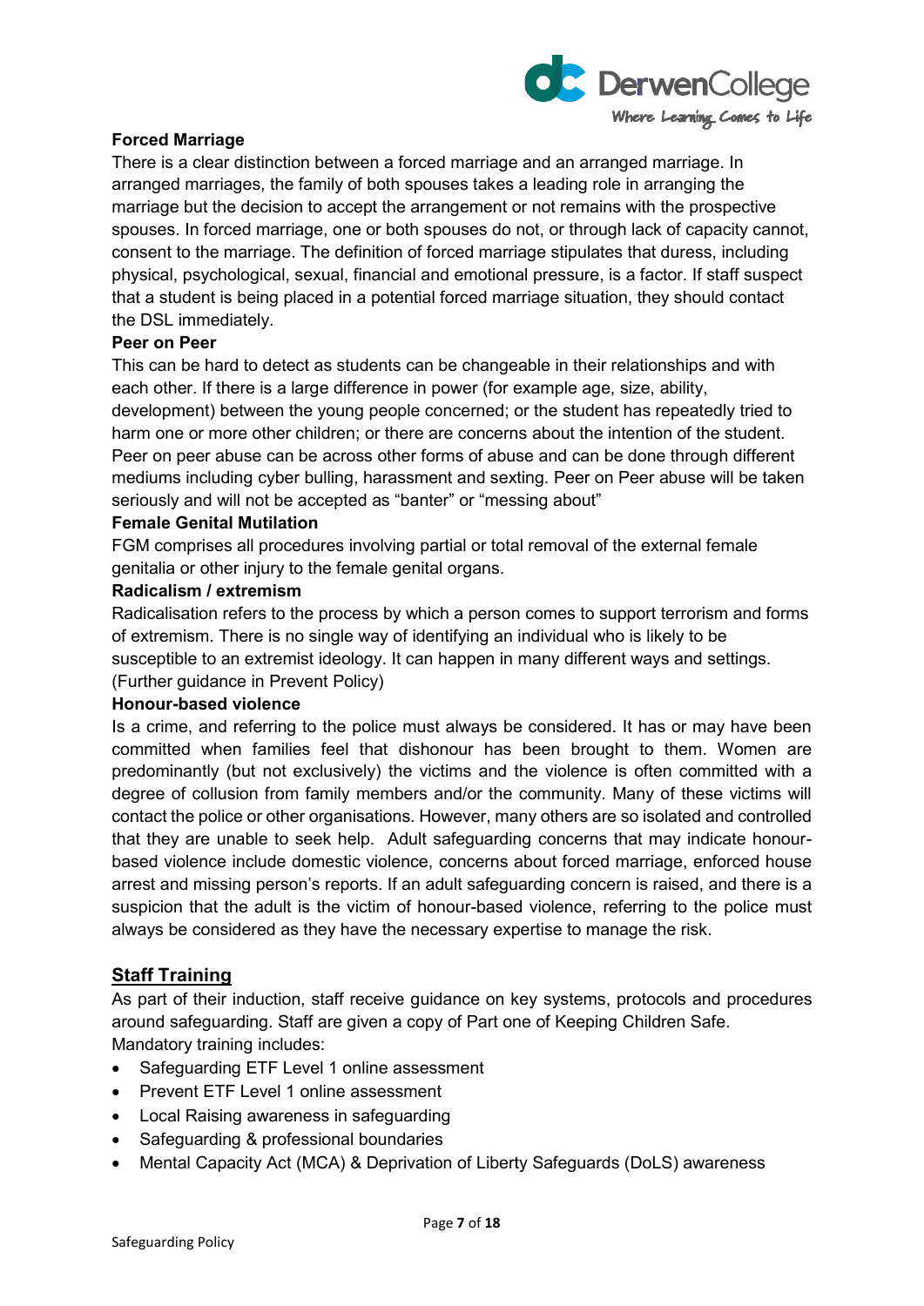**Forced Marriage**

There is a clear distinction between a forced marriage and an arranged marriage. In arranged marriages, the family of both spouses takes a leading role in arranging the marriage but the decision to accept the arrangement or not remains with the prospective spouses. In forced marriage, one or both spouses do not, or through lack of capacity cannot, consent to the marriage. The definition of forced marriage stipulates that duress, including physical, psychological, sexual, financial and emotional pressure, is a factor. If staff suspect that a student is being placed in a potential forced marriage situation, they should contact the DSL immediately.

**Peer on Peer**

This can be hard to detect as students can be changeable in their relationships and with each other. If there is a large difference in power (for example age, size, ability, development) between the young people concerned; or the student has repeatedly tried to harm one or more other children; or there are concerns about the intention of the student. Peer on peer abuse can be across other forms of abuse and can be done through different mediums including cyber bulling, harassment and sexting. Peer on Peer abuse will be taken seriously and will not be accepted as "banter" or "messing about"

**Female Genital Mutilation**

FGM comprises all procedures involving partial or total removal of the external female genitalia or other injury to the female genital organs.

**Radicalism / extremism**

Radicalisation refers to the process by which a person comes to support terrorism and forms of extremism. There is no single way of identifying an individual who is likely to be susceptible to an extremist ideology. It can happen in many different ways and settings. (Further guidance in Prevent Policy)

**Honour-based violence**

Is a crime, and referring to the police must always be considered. It has or may have been committed when families feel that dishonour has been brought to them. Women are predominantly (but not exclusively) the victims and the violence is often committed with a degree of collusion from family members and/or the community. Many of these victims will contact the police or other organisations. However, many others are so isolated and controlled that they are unable to seek help. Adult safeguarding concerns that may indicate honour-based violence include domestic violence, concerns about forced marriage, enforced house arrest and missing person's reports. If an adult safeguarding concern is raised, and there is a suspicion that the adult is the victim of honour-based violence, referring to the police must always be considered as they have the necessary expertise to manage the risk.

## Staff Training

As part of their induction, staff receive guidance on key systems, protocols and procedures around safeguarding. Staff are given a copy of Part one of Keeping Children Safe.
Mandatory training includes:

- Safeguarding ETF Level 1 online assessment
- Prevent ETF Level 1 online assessment
- Local Raising awareness in safeguarding
- Safeguarding & professional boundaries
- Mental Capacity Act (MCA) & Deprivation of Liberty Safeguards (DoLS) awareness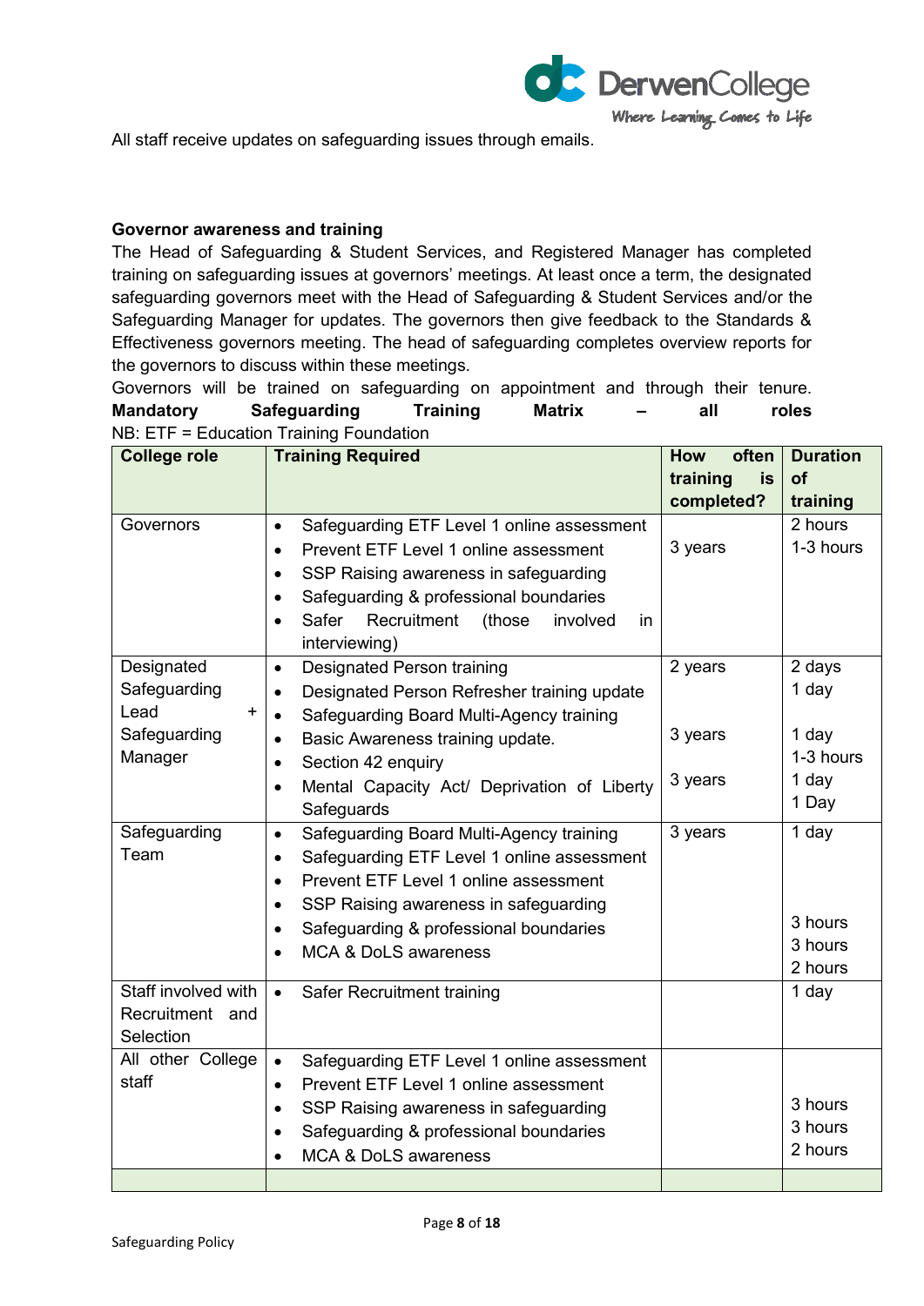All staff receive updates on safeguarding issues through emails.

**Governor awareness and training**

The Head of Safeguarding & Student Services, and Registered Manager has completed training on safeguarding issues at governors' meetings. At least once a term, the designated safeguarding governors meet with the Head of Safeguarding & Student Services and/or the Safeguarding Manager for updates. The governors then give feedback to the Standards & Effectiveness governors meeting. The head of safeguarding completes overview reports for the governors to discuss within these meetings.

Governors will be trained on safeguarding on appointment and through their tenure.

**Mandatory Safeguarding Training Matrix – all roles**

NB: ETF = Education Training Foundation

| College role | Training Required | How often training is completed? | Duration of training |
|---|---|---|---|
| Governors | • Safeguarding ETF Level 1 online assessment<br>• Prevent ETF Level 1 online assessment<br>• SSP Raising awareness in safeguarding<br>• Safeguarding & professional boundaries<br>• Safer Recruitment (those involved in interviewing) | 3 years | 2 hours<br>1-3 hours |
| Designated Safeguarding Lead + Safeguarding Manager | • Designated Person training<br>• Designated Person Refresher training update<br>• Safeguarding Board Multi-Agency training<br>• Basic Awareness training update.<br>• Section 42 enquiry<br>• Mental Capacity Act/ Deprivation of Liberty Safeguards | 2 years<br><br>3 years<br><br>3 years | 2 days<br>1 day<br>1 day<br>1-3 hours<br>1 day<br>1 Day |
| Safeguarding Team | • Safeguarding Board Multi-Agency training<br>• Safeguarding ETF Level 1 online assessment<br>• Prevent ETF Level 1 online assessment<br>• SSP Raising awareness in safeguarding<br>• Safeguarding & professional boundaries<br>• MCA & DoLS awareness | 3 years | 1 day<br><br><br><br>3 hours<br>3 hours<br>2 hours |
| Staff involved with Recruitment and Selection | • Safer Recruitment training | | 1 day |
| All other College staff | • Safeguarding ETF Level 1 online assessment<br>• Prevent ETF Level 1 online assessment<br>• SSP Raising awareness in safeguarding<br>• Safeguarding & professional boundaries<br>• MCA & DoLS awareness | | <br><br>3 hours<br>3 hours<br>2 hours |
| | | | |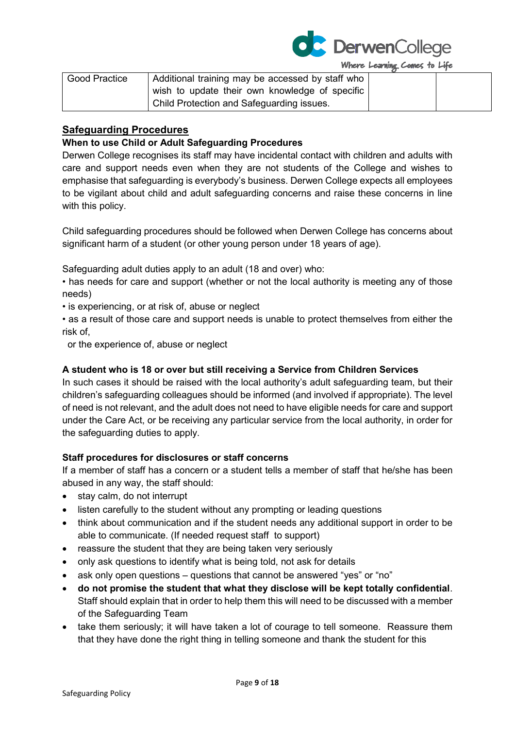| Good Practice | Additional training may be accessed by staff who wish to update their own knowledge of specific Child Protection and Safeguarding issues. | | |
|---|---|---|---|

## Safeguarding Procedures

**When to use Child or Adult Safeguarding Procedures**

Derwen College recognises its staff may have incidental contact with children and adults with care and support needs even when they are not students of the College and wishes to emphasise that safeguarding is everybody's business. Derwen College expects all employees to be vigilant about child and adult safeguarding concerns and raise these concerns in line with this policy.

Child safeguarding procedures should be followed when Derwen College has concerns about significant harm of a student (or other young person under 18 years of age).

Safeguarding adult duties apply to an adult (18 and over) who:

• has needs for care and support (whether or not the local authority is meeting any of those needs)
• is experiencing, or at risk of, abuse or neglect
• as a result of those care and support needs is unable to protect themselves from either the risk of,
  or the experience of, abuse or neglect

**A student who is 18 or over but still receiving a Service from Children Services**

In such cases it should be raised with the local authority's adult safeguarding team, but their children's safeguarding colleagues should be informed (and involved if appropriate). The level of need is not relevant, and the adult does not need to have eligible needs for care and support under the Care Act, or be receiving any particular service from the local authority, in order for the safeguarding duties to apply.

**Staff procedures for disclosures or staff concerns**

If a member of staff has a concern or a student tells a member of staff that he/she has been abused in any way, the staff should:

- stay calm, do not interrupt
- listen carefully to the student without any prompting or leading questions
- think about communication and if the student needs any additional support in order to be able to communicate. (If needed request staff to support)
- reassure the student that they are being taken very seriously
- only ask questions to identify what is being told, not ask for details
- ask only open questions – questions that cannot be answered "yes" or "no"
- **do not promise the student that what they disclose will be kept totally confidential**. Staff should explain that in order to help them this will need to be discussed with a member of the Safeguarding Team
- take them seriously; it will have taken a lot of courage to tell someone. Reassure them that they have done the right thing in telling someone and thank the student for this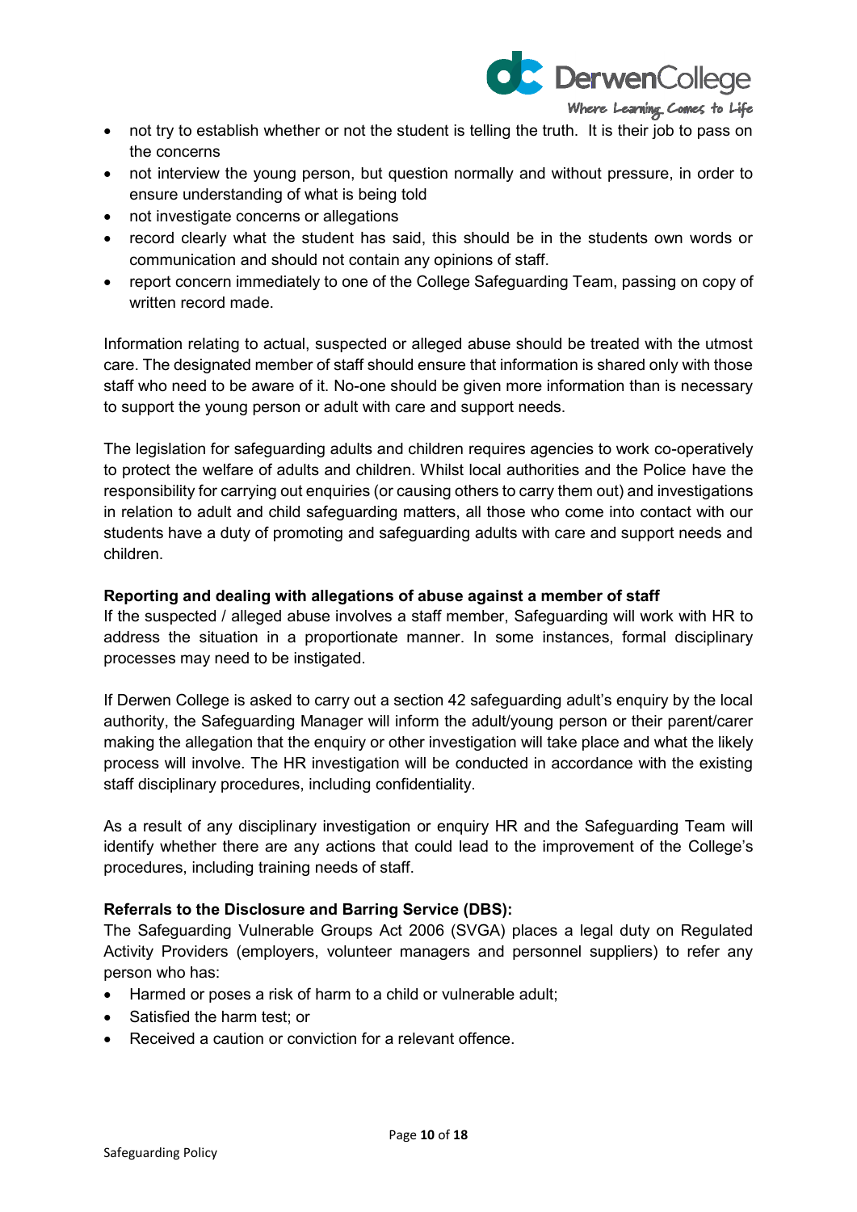- not try to establish whether or not the student is telling the truth. It is their job to pass on the concerns
- not interview the young person, but question normally and without pressure, in order to ensure understanding of what is being told
- not investigate concerns or allegations
- record clearly what the student has said, this should be in the students own words or communication and should not contain any opinions of staff.
- report concern immediately to one of the College Safeguarding Team, passing on copy of written record made.

Information relating to actual, suspected or alleged abuse should be treated with the utmost care. The designated member of staff should ensure that information is shared only with those staff who need to be aware of it. No-one should be given more information than is necessary to support the young person or adult with care and support needs.

The legislation for safeguarding adults and children requires agencies to work co-operatively to protect the welfare of adults and children. Whilst local authorities and the Police have the responsibility for carrying out enquiries (or causing others to carry them out) and investigations in relation to adult and child safeguarding matters, all those who come into contact with our students have a duty of promoting and safeguarding adults with care and support needs and children.

**Reporting and dealing with allegations of abuse against a member of staff**

If the suspected / alleged abuse involves a staff member, Safeguarding will work with HR to address the situation in a proportionate manner. In some instances, formal disciplinary processes may need to be instigated.

If Derwen College is asked to carry out a section 42 safeguarding adult's enquiry by the local authority, the Safeguarding Manager will inform the adult/young person or their parent/carer making the allegation that the enquiry or other investigation will take place and what the likely process will involve. The HR investigation will be conducted in accordance with the existing staff disciplinary procedures, including confidentiality.

As a result of any disciplinary investigation or enquiry HR and the Safeguarding Team will identify whether there are any actions that could lead to the improvement of the College's procedures, including training needs of staff.

**Referrals to the Disclosure and Barring Service (DBS):**

The Safeguarding Vulnerable Groups Act 2006 (SVGA) places a legal duty on Regulated Activity Providers (employers, volunteer managers and personnel suppliers) to refer any person who has:

- Harmed or poses a risk of harm to a child or vulnerable adult;
- Satisfied the harm test; or
- Received a caution or conviction for a relevant offence.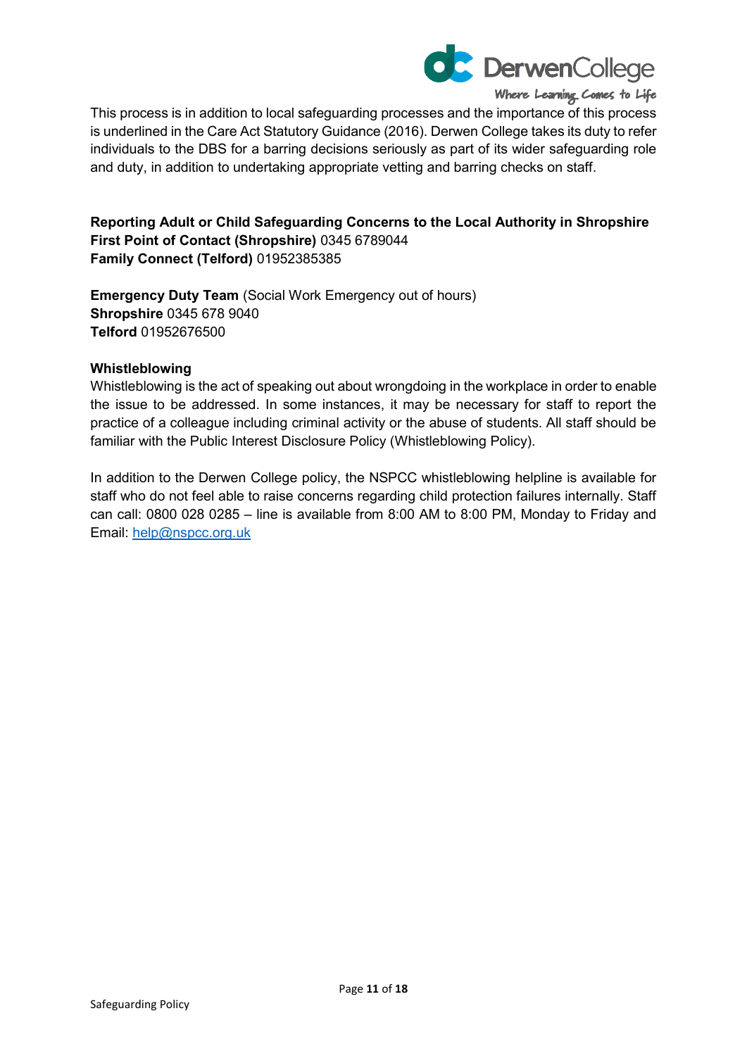This process is in addition to local safeguarding processes and the importance of this process is underlined in the Care Act Statutory Guidance (2016). Derwen College takes its duty to refer individuals to the DBS for a barring decisions seriously as part of its wider safeguarding role and duty, in addition to undertaking appropriate vetting and barring checks on staff.

**Reporting Adult or Child Safeguarding Concerns to the Local Authority in Shropshire**
**First Point of Contact (Shropshire)** 0345 6789044
**Family Connect (Telford)** 01952385385

**Emergency Duty Team** (Social Work Emergency out of hours)
**Shropshire** 0345 678 9040
**Telford** 01952676500

**Whistleblowing**

Whistleblowing is the act of speaking out about wrongdoing in the workplace in order to enable the issue to be addressed. In some instances, it may be necessary for staff to report the practice of a colleague including criminal activity or the abuse of students. All staff should be familiar with the Public Interest Disclosure Policy (Whistleblowing Policy).

In addition to the Derwen College policy, the NSPCC whistleblowing helpline is available for staff who do not feel able to raise concerns regarding child protection failures internally. Staff can call: 0800 028 0285 – line is available from 8:00 AM to 8:00 PM, Monday to Friday and Email: help@nspcc.org.uk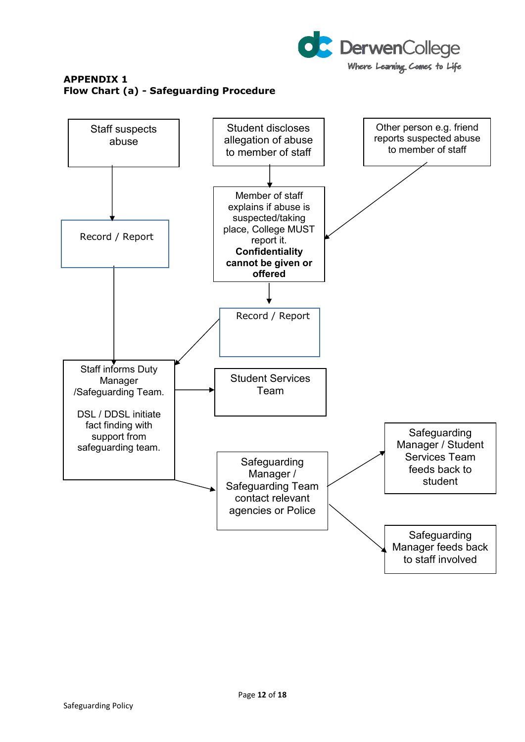**APPENDIX 1**
**Flow Chart (a) - Safeguarding Procedure**

Staff suspects abuse

Student discloses allegation of abuse to member of staff

Other person e.g. friend reports suspected abuse to member of staff

Record / Report

Member of staff explains if abuse is suspected/taking place, College MUST report it. **Confidentiality cannot be given or offered**

Record / Report

Staff informs Duty Manager /Safeguarding Team.

DSL / DDSL initiate fact finding with support from safeguarding team.

Student Services Team

Safeguarding Manager / Safeguarding Team contact relevant agencies or Police

Safeguarding Manager / Student Services Team feeds back to student

Safeguarding Manager feeds back to staff involved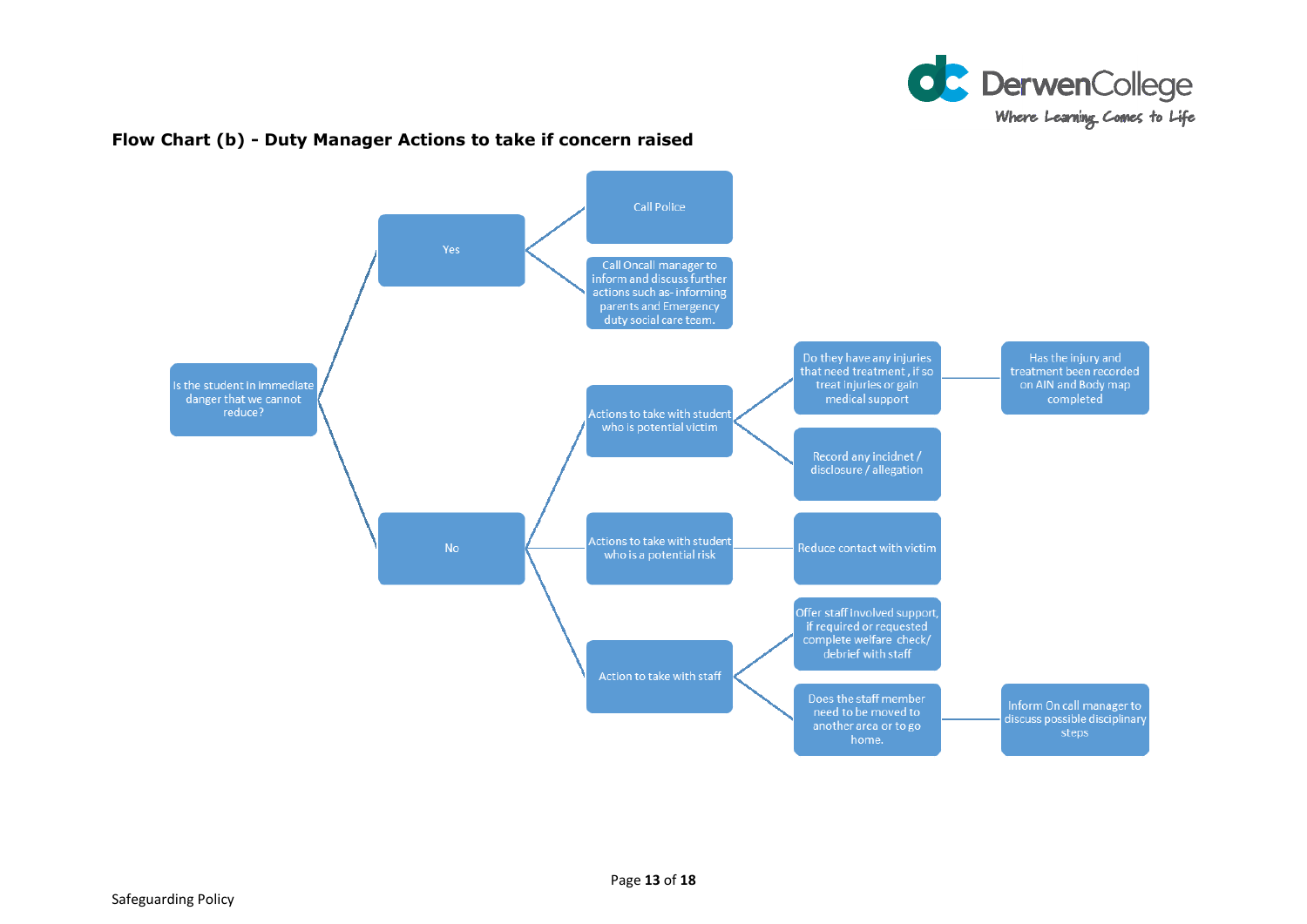## Flow Chart (b) - Duty Manager Actions to take if concern raised

- **Is the student in immediate danger that we cannot reduce?**
  - **Yes**
    - Call Police
    - Call Oncall manager to inform and discuss further actions such as- informing parents and Emergency duty social care team.
  - **No**
    - **Actions to take with student who is potential victim**
      - Do they have any injuries that need treatment, if so treat injuries or gain medical support
        - Has the injury and treatment been recorded on AIN and Body map completed
      - Record any incidnet / disclosure / allegation
    - **Actions to take with student who is a potential risk**
      - Reduce contact with victim
    - **Action to take with staff**
      - Offer staff involved support, if required or requested complete welfare check/ debrief with staff
      - Does the staff member need to be moved to another area or to go home.
        - Inform On call manager to discuss possible disciplinary steps

Safeguarding Policy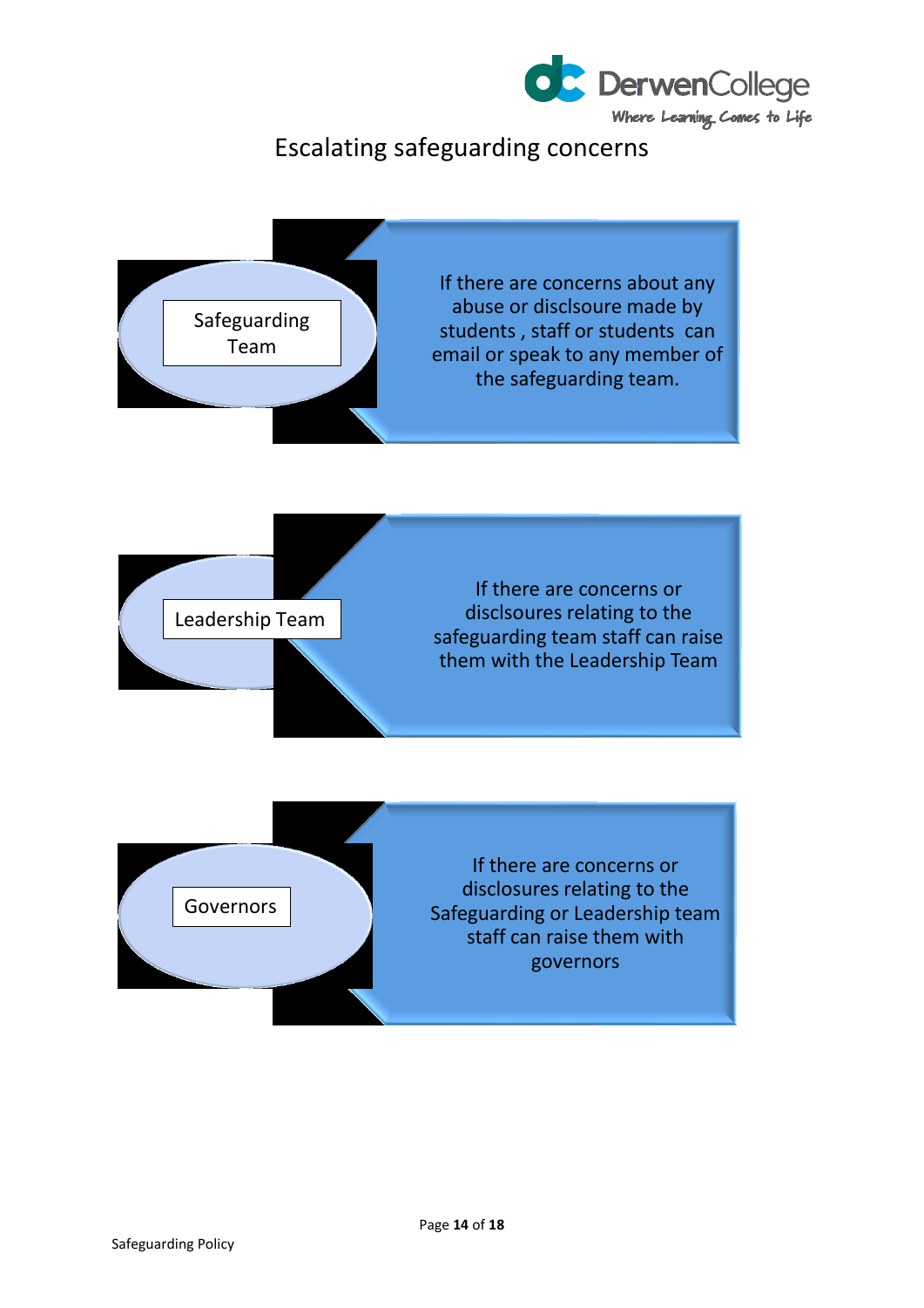# Escalating safeguarding concerns

**Safeguarding Team**

If there are concerns about any abuse or disclsoure made by students , staff or students can email or speak to any member of the safeguarding team.

**Leadership Team**

If there are concerns or disclsoures relating to the safeguarding team staff can raise them with the Leadership Team

**Governors**

If there are concerns or disclosures relating to the Safeguarding or Leadership team staff can raise them with governors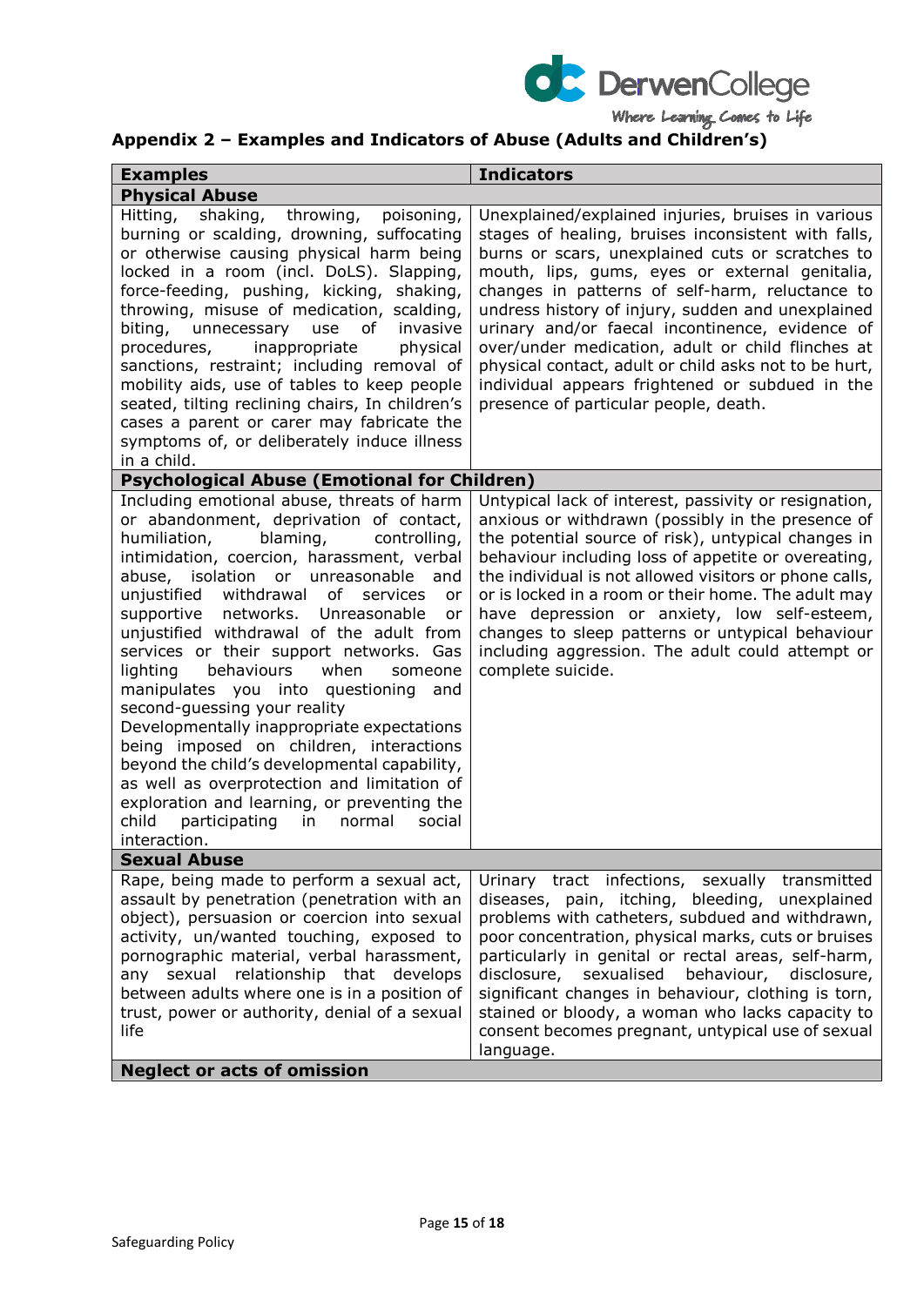## Appendix 2 – Examples and Indicators of Abuse (Adults and Children's)

| Examples | Indicators |
|---|---|
| **Physical Abuse** | |
| Hitting, shaking, throwing, poisoning, burning or scalding, drowning, suffocating or otherwise causing physical harm being locked in a room (incl. DoLS). Slapping, force-feeding, pushing, kicking, shaking, throwing, misuse of medication, scalding, biting, unnecessary use of invasive procedures, inappropriate physical sanctions, restraint; including removal of mobility aids, use of tables to keep people seated, tilting reclining chairs, In children's cases a parent or carer may fabricate the symptoms of, or deliberately induce illness in a child. | Unexplained/explained injuries, bruises in various stages of healing, bruises inconsistent with falls, burns or scars, unexplained cuts or scratches to mouth, lips, gums, eyes or external genitalia, changes in patterns of self-harm, reluctance to undress history of injury, sudden and unexplained urinary and/or faecal incontinence, evidence of over/under medication, adult or child flinches at physical contact, adult or child asks not to be hurt, individual appears frightened or subdued in the presence of particular people, death. |
| **Psychological Abuse (Emotional for Children)** | |
| Including emotional abuse, threats of harm or abandonment, deprivation of contact, humiliation, blaming, controlling, intimidation, coercion, harassment, verbal abuse, isolation or unreasonable and unjustified withdrawal of services or supportive networks. Unreasonable or unjustified withdrawal of the adult from services or their support networks. Gas lighting behaviours when someone manipulates you into questioning and second-guessing your reality<br>Developmentally inappropriate expectations being imposed on children, interactions beyond the child's developmental capability, as well as overprotection and limitation of exploration and learning, or preventing the child participating in normal social interaction. | Untypical lack of interest, passivity or resignation, anxious or withdrawn (possibly in the presence of the potential source of risk), untypical changes in behaviour including loss of appetite or overeating, the individual is not allowed visitors or phone calls, or is locked in a room or their home. The adult may have depression or anxiety, low self-esteem, changes to sleep patterns or untypical behaviour including aggression. The adult could attempt or complete suicide. |
| **Sexual Abuse** | |
| Rape, being made to perform a sexual act, assault by penetration (penetration with an object), persuasion or coercion into sexual activity, un/wanted touching, exposed to pornographic material, verbal harassment, any sexual relationship that develops between adults where one is in a position of trust, power or authority, denial of a sexual life | Urinary tract infections, sexually transmitted diseases, pain, itching, bleeding, unexplained problems with catheters, subdued and withdrawn, poor concentration, physical marks, cuts or bruises particularly in genital or rectal areas, self-harm, disclosure, sexualised behaviour, disclosure, significant changes in behaviour, clothing is torn, stained or bloody, a woman who lacks capacity to consent becomes pregnant, untypical use of sexual language. |
| **Neglect or acts of omission** | |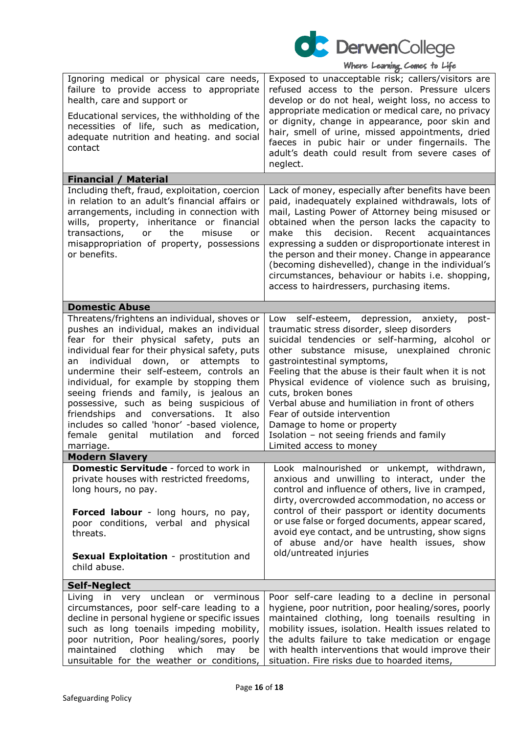| | |
|---|---|
| Ignoring medical or physical care needs, failure to provide access to appropriate health, care and support or<br><br>Educational services, the withholding of the necessities of life, such as medication, adequate nutrition and heating. and social contact | Exposed to unacceptable risk; callers/visitors are refused access to the person. Pressure ulcers develop or do not heal, weight loss, no access to appropriate medication or medical care, no privacy or dignity, change in appearance, poor skin and hair, smell of urine, missed appointments, dried faeces in pubic hair or under fingernails. The adult's death could result from severe cases of neglect. |
| **Financial / Material** | |
| Including theft, fraud, exploitation, coercion in relation to an adult's financial affairs or arrangements, including in connection with wills, property, inheritance or financial transactions, or the misuse or misappropriation of property, possessions or benefits. | Lack of money, especially after benefits have been paid, inadequately explained withdrawals, lots of mail, Lasting Power of Attorney being misused or obtained when the person lacks the capacity to make this decision. Recent acquaintances expressing a sudden or disproportionate interest in the person and their money. Change in appearance (becoming dishevelled), change in the individual's circumstances, behaviour or habits i.e. shopping, access to hairdressers, purchasing items. |
| **Domestic Abuse** | |
| Threatens/frightens an individual, shoves or pushes an individual, makes an individual fear for their physical safety, puts an individual fear for their physical safety, puts an individual down, or attempts to undermine their self-esteem, controls an individual, for example by stopping them seeing friends and family, is jealous an possessive, such as being suspicious of friendships and conversations. It also includes so called 'honor' -based violence, female genital mutilation and forced marriage. | Low self-esteem, depression, anxiety, post-traumatic stress disorder, sleep disorders<br>suicidal tendencies or self-harming, alcohol or other substance misuse, unexplained chronic gastrointestinal symptoms,<br>Feeling that the abuse is their fault when it is not<br>Physical evidence of violence such as bruising, cuts, broken bones<br>Verbal abuse and humiliation in front of others<br>Fear of outside intervention<br>Damage to home or property<br>Isolation – not seeing friends and family<br>Limited access to money |
| **Modern Slavery** | |
| **Domestic Servitude** - forced to work in private houses with restricted freedoms, long hours, no pay.<br><br>**Forced labour** - long hours, no pay, poor conditions, verbal and physical threats.<br><br>**Sexual Exploitation** - prostitution and child abuse. | Look malnourished or unkempt, withdrawn, anxious and unwilling to interact, under the control and influence of others, live in cramped, dirty, overcrowded accommodation, no access or control of their passport or identity documents or use false or forged documents, appear scared, avoid eye contact, and be untrusting, show signs of abuse and/or have health issues, show old/untreated injuries |
| **Self-Neglect** | |
| Living in very unclean or verminous circumstances, poor self-care leading to a decline in personal hygiene or specific issues such as long toenails impeding mobility, poor nutrition, Poor healing/sores, poorly maintained clothing which may be unsuitable for the weather or conditions, | Poor self-care leading to a decline in personal hygiene, poor nutrition, poor healing/sores, poorly maintained clothing, long toenails resulting in mobility issues, isolation. Health issues related to the adults failure to take medication or engage with health interventions that would improve their situation. Fire risks due to hoarded items, |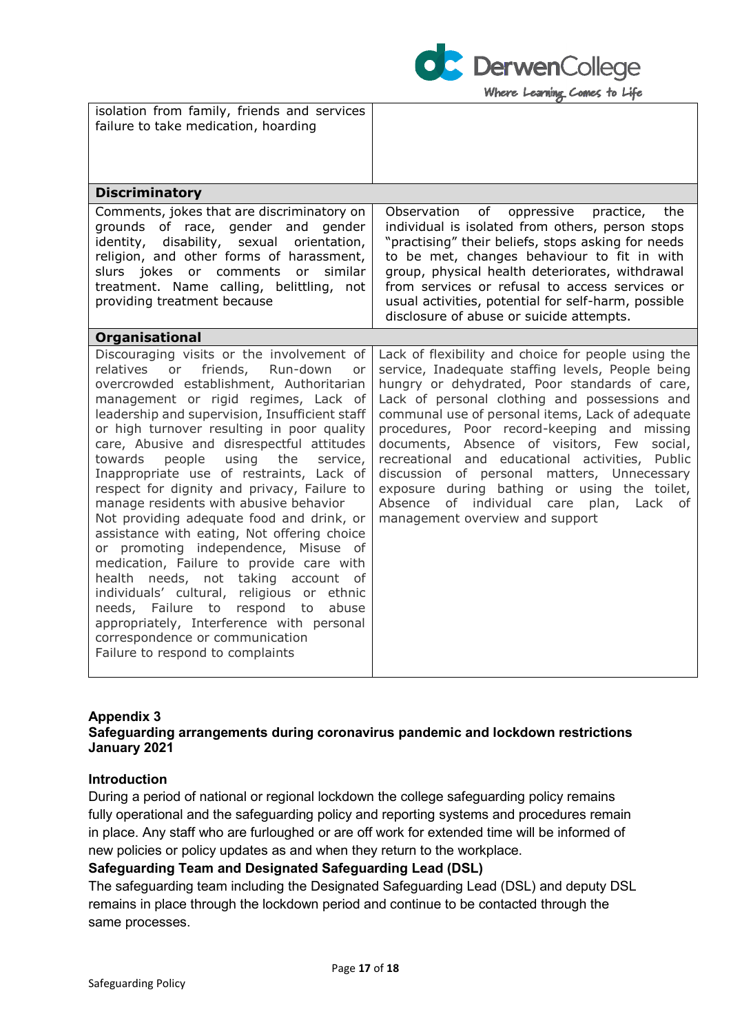| | |
|---|---|
| isolation from family, friends and services failure to take medication, hoarding | |
| **Discriminatory** | |
| Comments, jokes that are discriminatory on grounds of race, gender and gender identity, disability, sexual orientation, religion, and other forms of harassment, slurs jokes or comments or similar treatment. Name calling, belittling, not providing treatment because | Observation of oppressive practice, the individual is isolated from others, person stops "practising" their beliefs, stops asking for needs to be met, changes behaviour to fit in with group, physical health deteriorates, withdrawal from services or refusal to access services or usual activities, potential for self-harm, possible disclosure of abuse or suicide attempts. |
| **Organisational** | |
| Discouraging visits or the involvement of relatives or friends, Run-down or overcrowded establishment, Authoritarian management or rigid regimes, Lack of leadership and supervision, Insufficient staff or high turnover resulting in poor quality care, Abusive and disrespectful attitudes towards people using the service, Inappropriate use of restraints, Lack of respect for dignity and privacy, Failure to manage residents with abusive behavior Not providing adequate food and drink, or assistance with eating, Not offering choice or promoting independence, Misuse of medication, Failure to provide care with health needs, not taking account of individuals' cultural, religious or ethnic needs, Failure to respond to abuse appropriately, Interference with personal correspondence or communication Failure to respond to complaints | Lack of flexibility and choice for people using the service, Inadequate staffing levels, People being hungry or dehydrated, Poor standards of care, Lack of personal clothing and possessions and communal use of personal items, Lack of adequate procedures, Poor record-keeping and missing documents, Absence of visitors, Few social, recreational and educational activities, Public discussion of personal matters, Unnecessary exposure during bathing or using the toilet, Absence of individual care plan, Lack of management overview and support |

## Appendix 3
## Safeguarding arrangements during coronavirus pandemic and lockdown restrictions January 2021

### Introduction

During a period of national or regional lockdown the college safeguarding policy remains fully operational and the safeguarding policy and reporting systems and procedures remain in place. Any staff who are furloughed or are off work for extended time will be informed of new policies or policy updates as and when they return to the workplace.

### Safeguarding Team and Designated Safeguarding Lead (DSL)

The safeguarding team including the Designated Safeguarding Lead (DSL) and deputy DSL remains in place through the lockdown period and continue to be contacted through the same processes.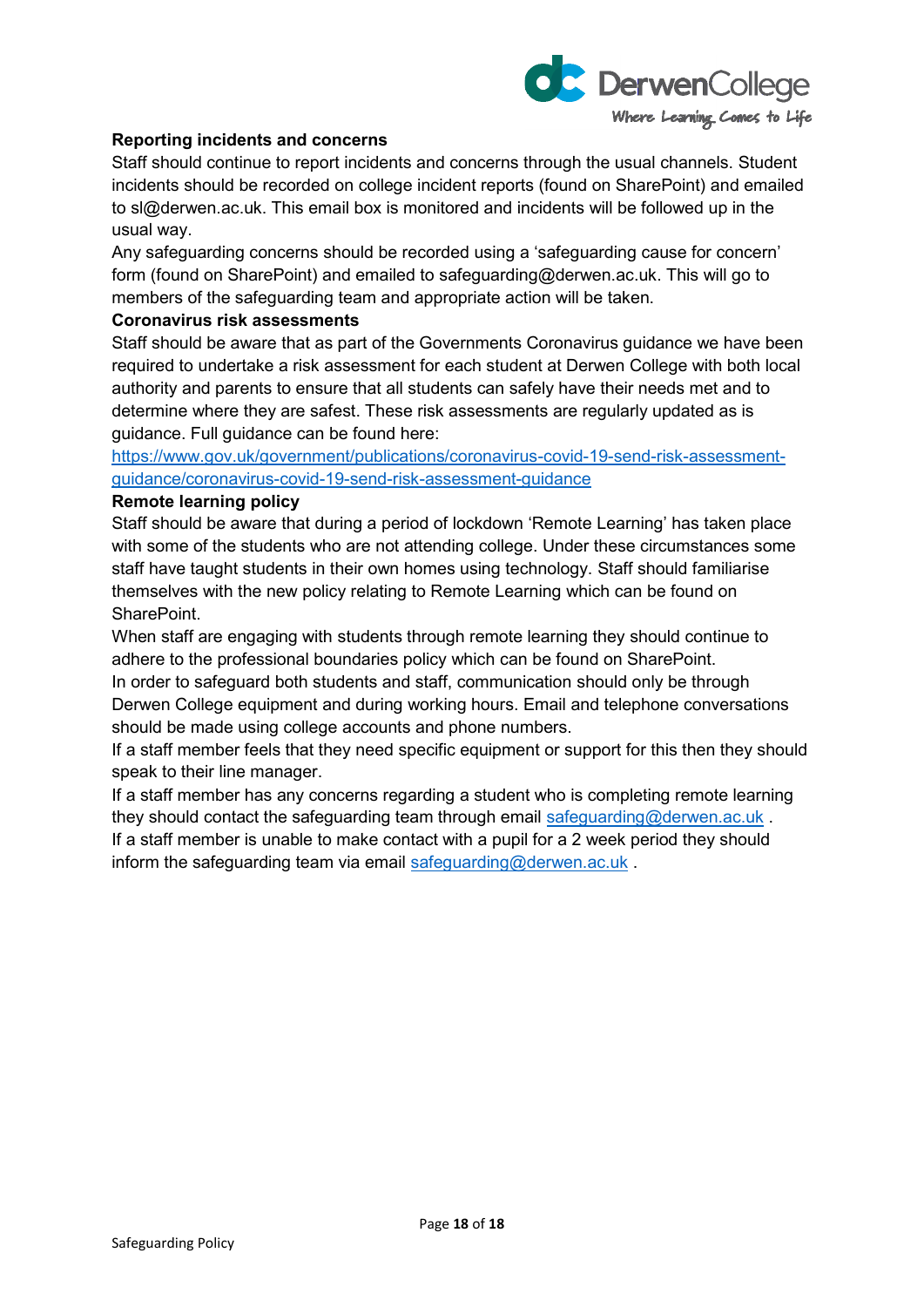**Reporting incidents and concerns**

Staff should continue to report incidents and concerns through the usual channels. Student incidents should be recorded on college incident reports (found on SharePoint) and emailed to sl@derwen.ac.uk. This email box is monitored and incidents will be followed up in the usual way.

Any safeguarding concerns should be recorded using a 'safeguarding cause for concern' form (found on SharePoint) and emailed to safeguarding@derwen.ac.uk. This will go to members of the safeguarding team and appropriate action will be taken.

**Coronavirus risk assessments**

Staff should be aware that as part of the Governments Coronavirus guidance we have been required to undertake a risk assessment for each student at Derwen College with both local authority and parents to ensure that all students can safely have their needs met and to determine where they are safest. These risk assessments are regularly updated as is guidance. Full guidance can be found here:

[https://www.gov.uk/government/publications/coronavirus-covid-19-send-risk-assessment-guidance/coronavirus-covid-19-send-risk-assessment-guidance](https://www.gov.uk/government/publications/coronavirus-covid-19-send-risk-assessment-guidance/coronavirus-covid-19-send-risk-assessment-guidance)

**Remote learning policy**

Staff should be aware that during a period of lockdown 'Remote Learning' has taken place with some of the students who are not attending college. Under these circumstances some staff have taught students in their own homes using technology. Staff should familiarise themselves with the new policy relating to Remote Learning which can be found on SharePoint.

When staff are engaging with students through remote learning they should continue to adhere to the professional boundaries policy which can be found on SharePoint.

In order to safeguard both students and staff, communication should only be through Derwen College equipment and during working hours. Email and telephone conversations should be made using college accounts and phone numbers.

If a staff member feels that they need specific equipment or support for this then they should speak to their line manager.

If a staff member has any concerns regarding a student who is completing remote learning they should contact the safeguarding team through email safeguarding@derwen.ac.uk .

If a staff member is unable to make contact with a pupil for a 2 week period they should inform the safeguarding team via email safeguarding@derwen.ac.uk .